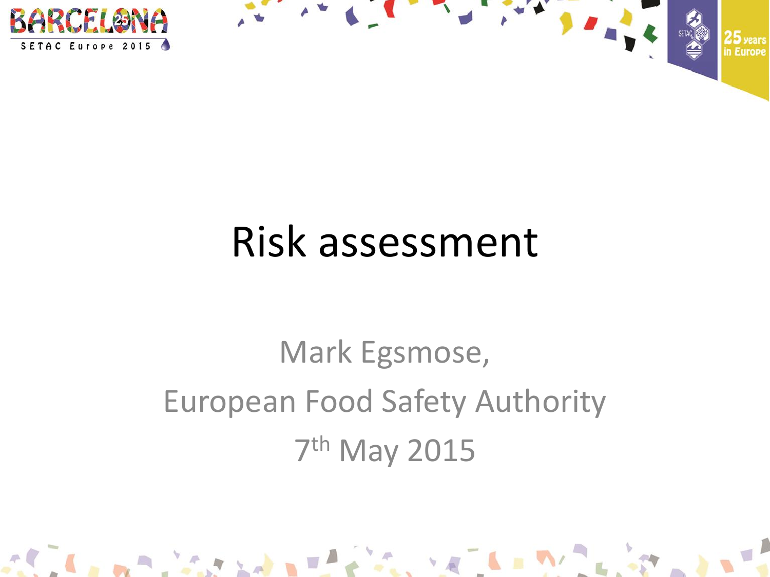# Risk assessment

Mark Egsmose,

European Food Safety Authority

7th May 2015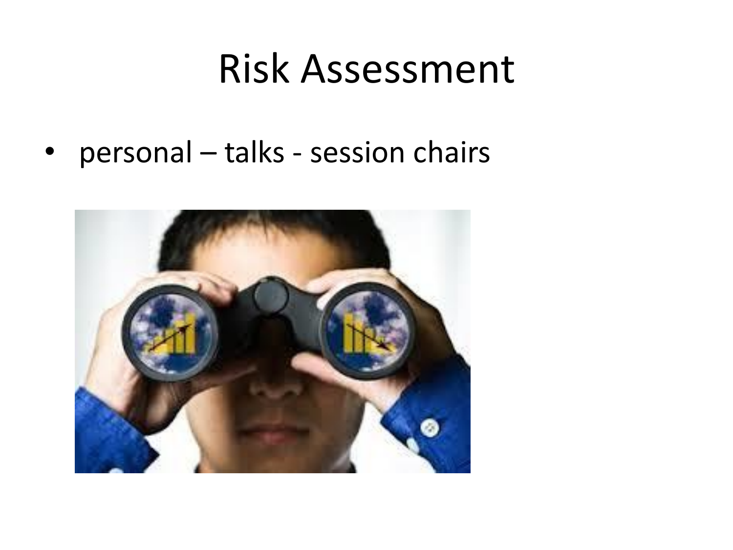# Risk Assessment

- personal – talks - session chairs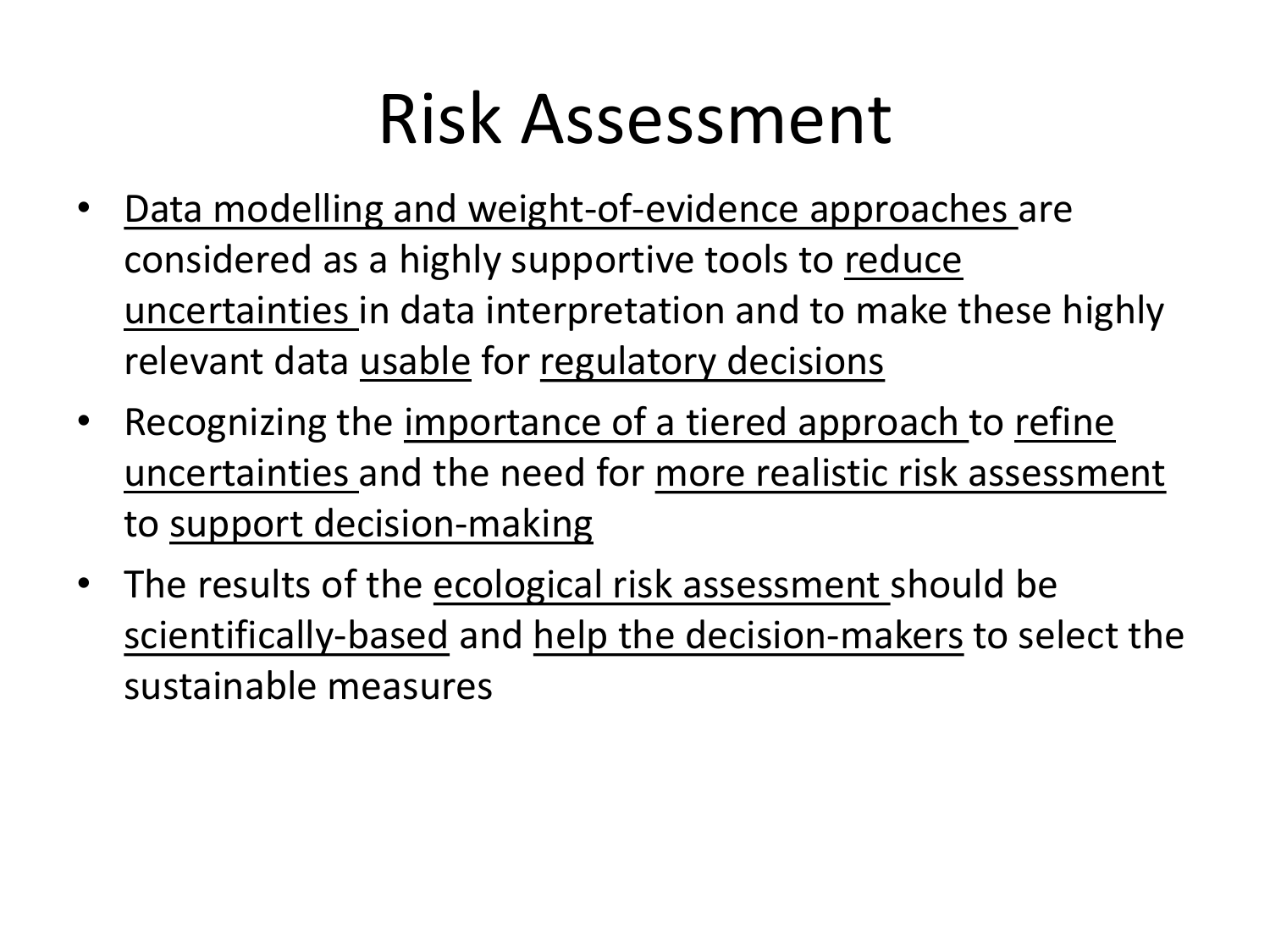# Risk Assessment

- Data modelling and weight-of-evidence approaches are considered as a highly supportive tools to reduce uncertainties in data interpretation and to make these highly relevant data usable for regulatory decisions
- Recognizing the importance of a tiered approach to refine uncertainties and the need for more realistic risk assessment to support decision-making
- The results of the ecological risk assessment should be scientifically-based and help the decision-makers to select the sustainable measures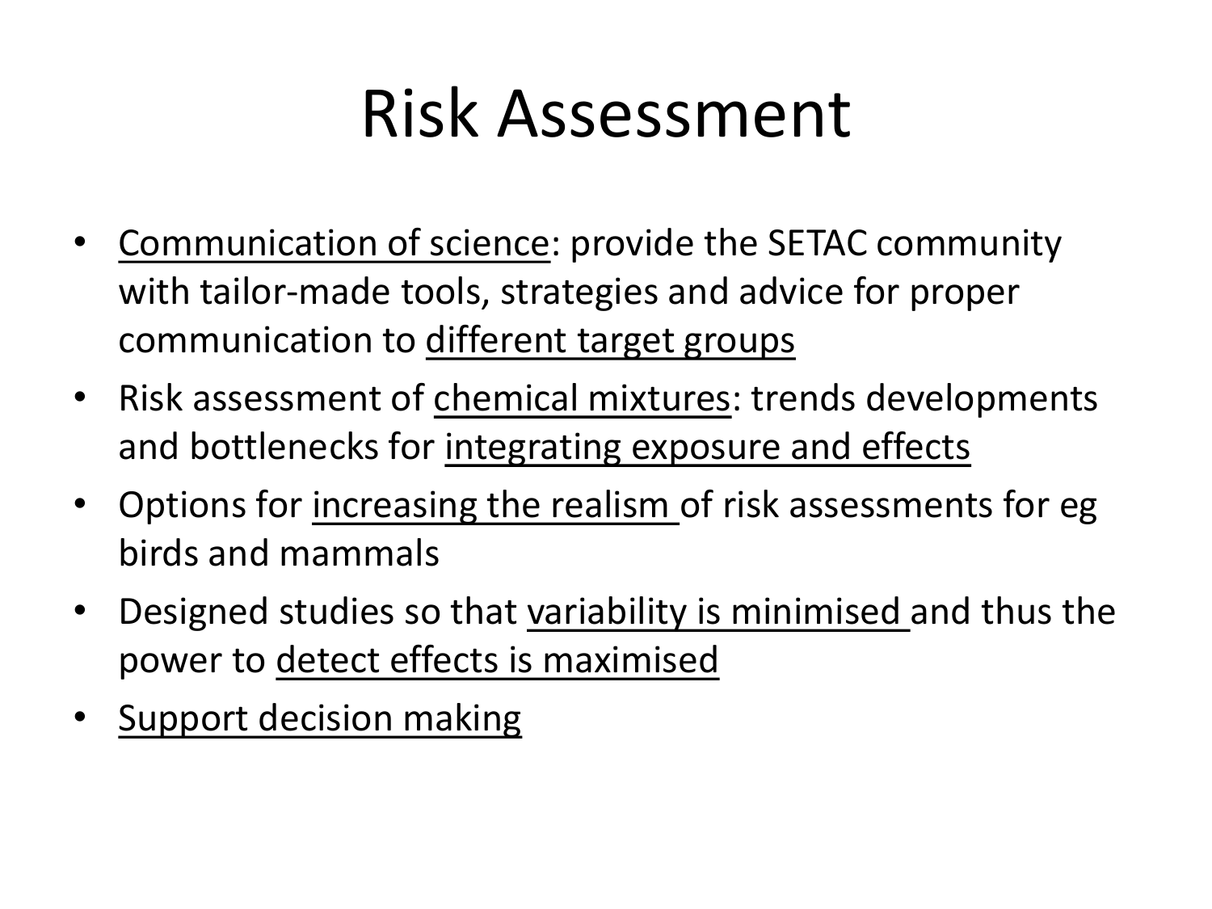# Risk Assessment

- <u>Communication of science</u>: provide the SETAC community with tailor-made tools, strategies and advice for proper communication to <u>different target groups</u>
- Risk assessment of <u>chemical mixtures</u>: trends developments and bottlenecks for <u>integrating exposure and effects</u>
- Options for <u>increasing the realism</u> of risk assessments for eg birds and mammals
- Designed studies so that <u>variability is minimised</u> and thus the power to <u>detect effects is maximised</u>
- <u>Support decision making</u>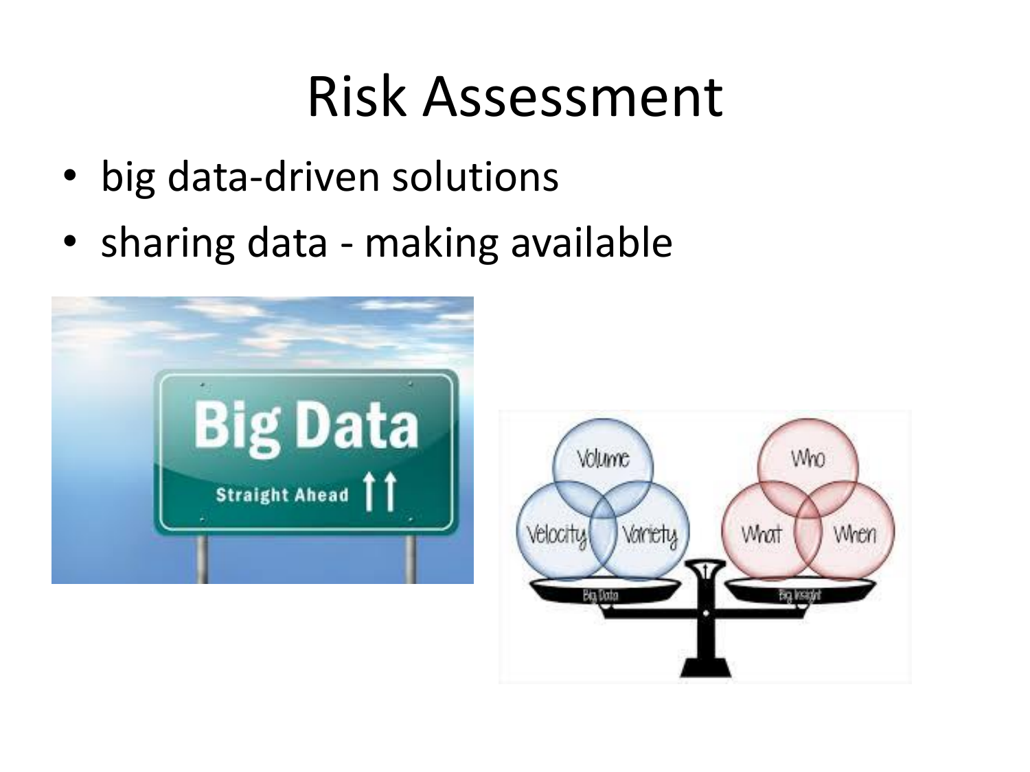# Risk Assessment

- big data-driven solutions
- sharing data - making available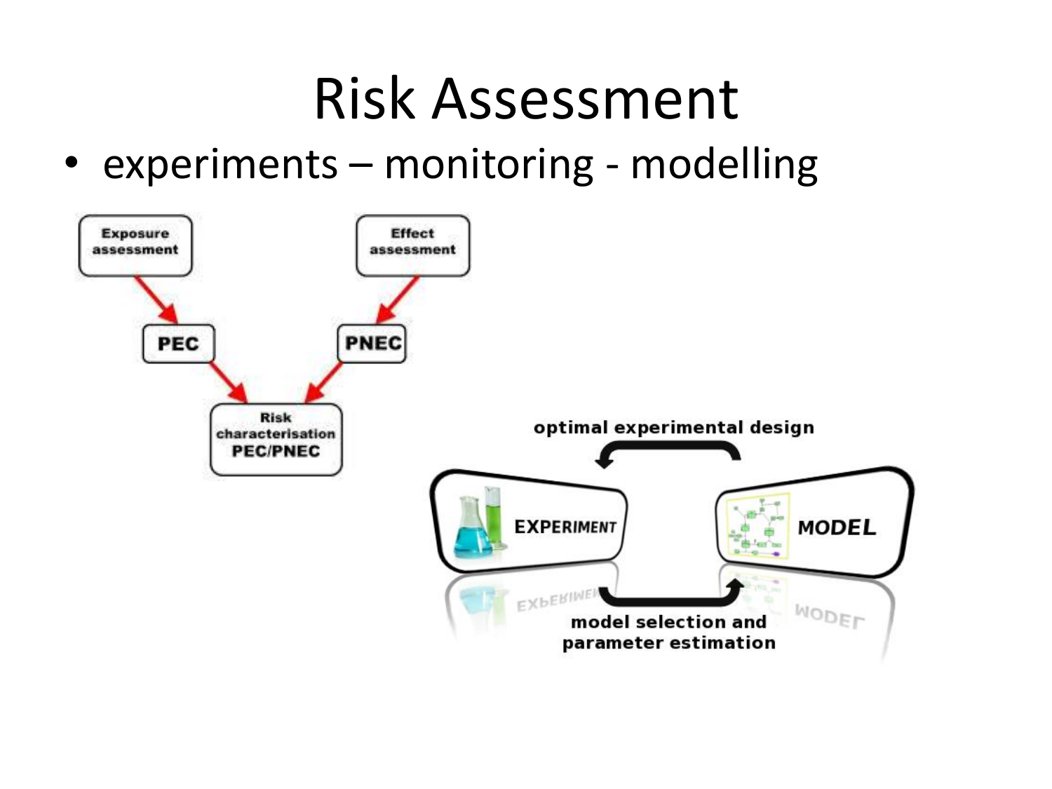# Risk Assessment

- experiments – monitoring - modelling

Exposure assessment

Effect assessment

PEC

PNEC

Risk characterisation PEC/PNEC

optimal experimental design

EXPERIMENT

MODEL

model selection and parameter estimation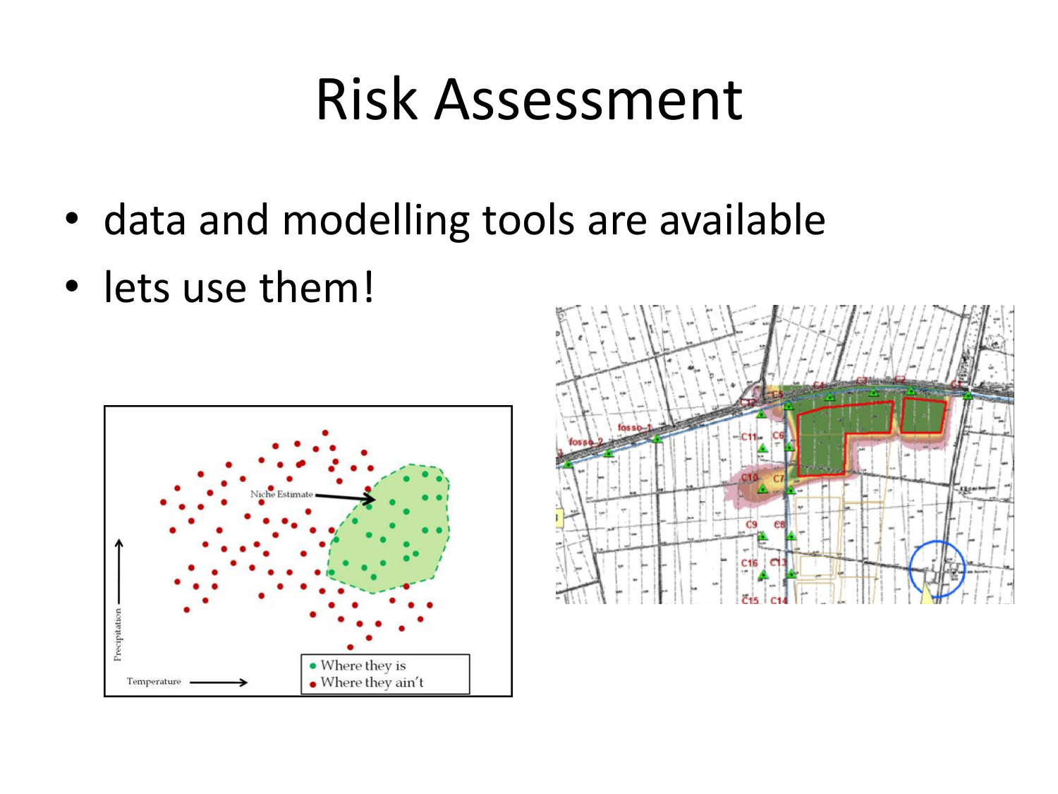# Risk Assessment

- data and modelling tools are available
- lets use them!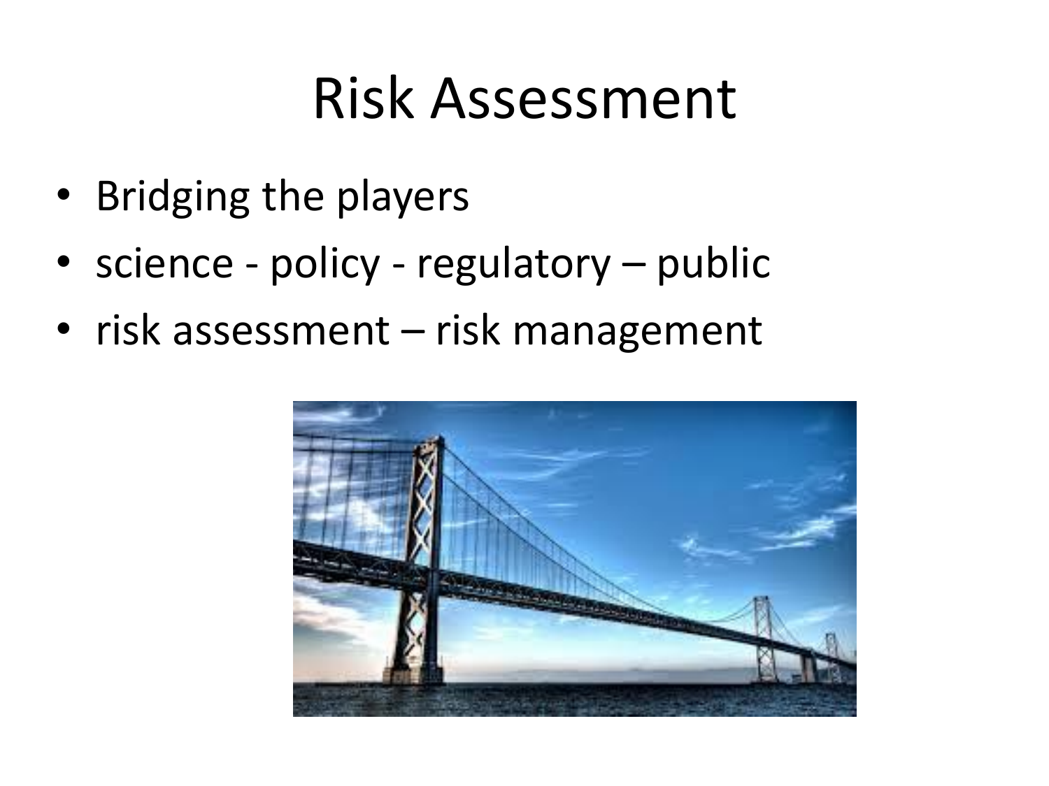# Risk Assessment

- Bridging the players
- science - policy - regulatory – public
- risk assessment – risk management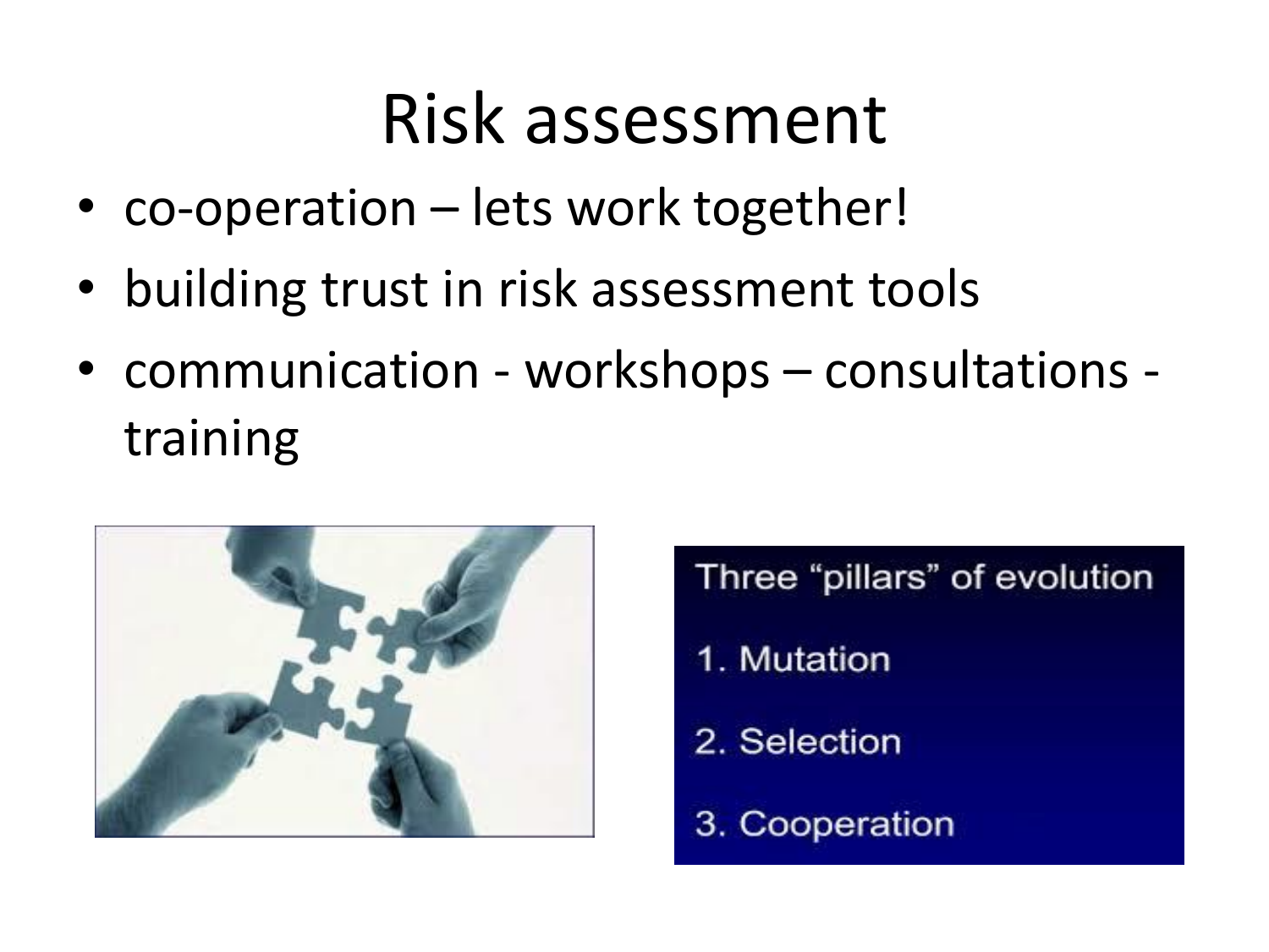# Risk assessment

- co-operation – lets work together!
- building trust in risk assessment tools
- communication - workshops – consultations - training

Three "pillars" of evolution

1. Mutation
2. Selection
3. Cooperation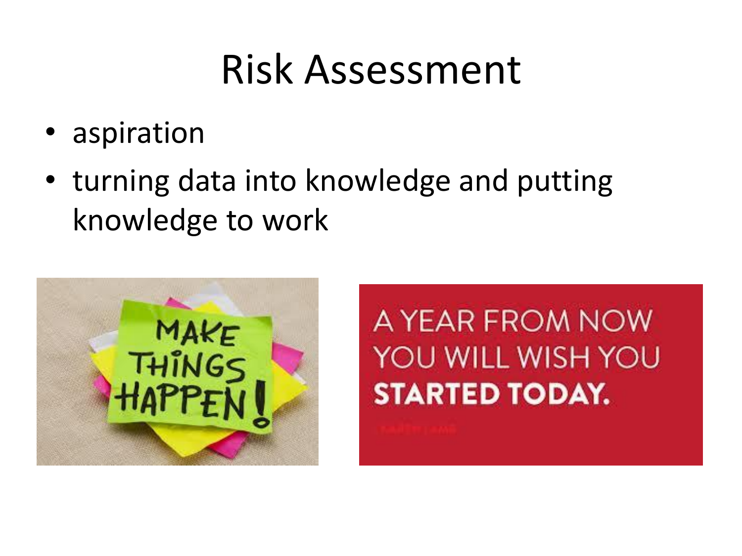# Risk Assessment

- aspiration
- turning data into knowledge and putting knowledge to work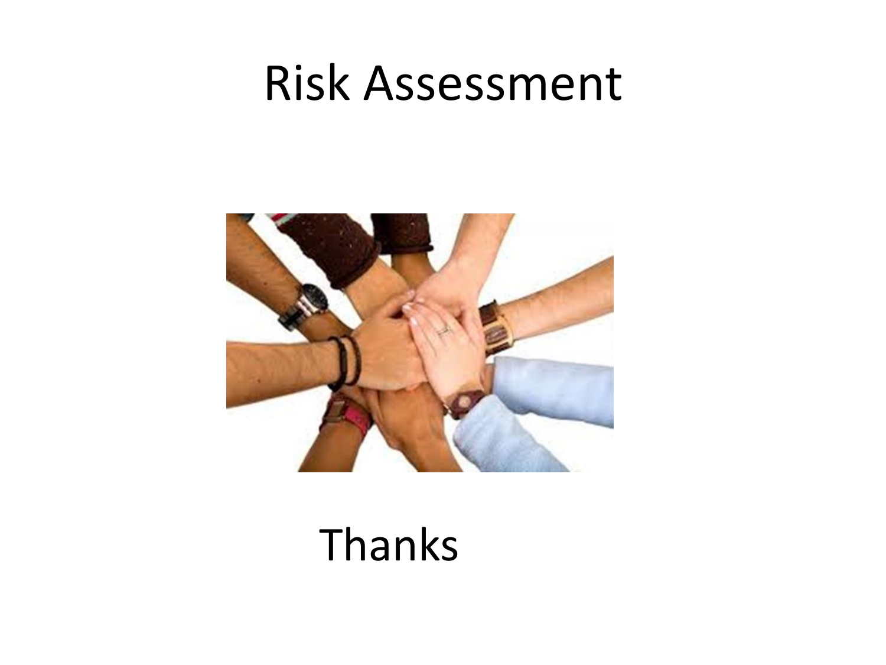# Risk Assessment

Thanks